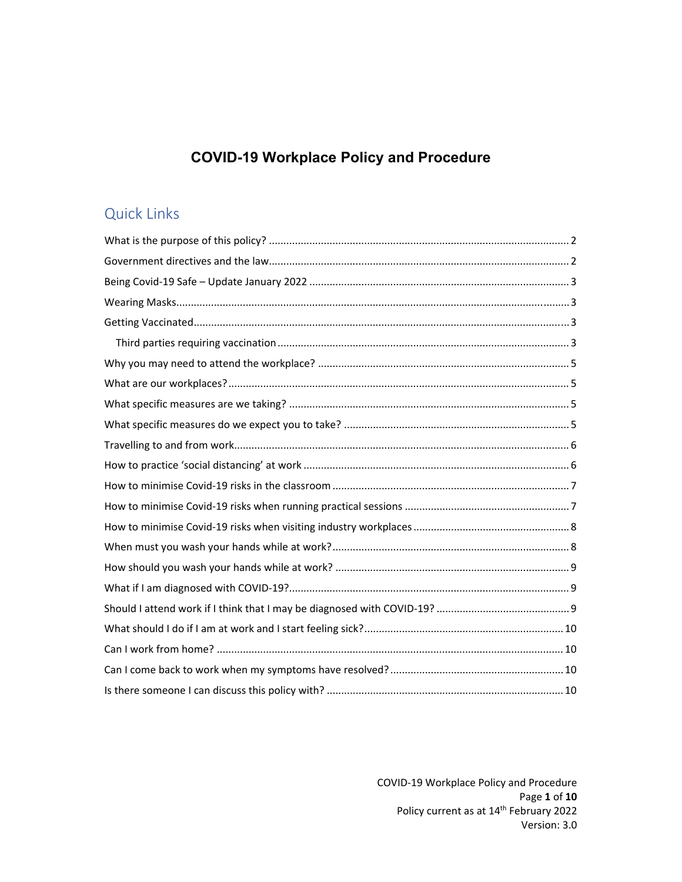# COVID-19 Workplace Policy and Procedure

## Quick Links

What is the purpose of this policy? ..... 2

Government directives and the law ..... 2

Being Covid-19 Safe – Update January 2022 ..... 3

Wearing Masks ..... 3

Getting Vaccinated ..... 3

- Third parties requiring vaccination ..... 3

Why you may need to attend the workplace? ..... 5

What are our workplaces? ..... 5

What specific measures are we taking? ..... 5

What specific measures do we expect you to take? ..... 5

Travelling to and from work ..... 6

How to practice 'social distancing' at work ..... 6

How to minimise Covid-19 risks in the classroom ..... 7

How to minimise Covid-19 risks when running practical sessions ..... 7

How to minimise Covid-19 risks when visiting industry workplaces ..... 8

When must you wash your hands while at work? ..... 8

How should you wash your hands while at work? ..... 9

What if I am diagnosed with COVID-19? ..... 9

Should I attend work if I think that I may be diagnosed with COVID-19? ..... 9

What should I do if I am at work and I start feeling sick? ..... 10

Can I work from home? ..... 10

Can I come back to work when my symptoms have resolved? ..... 10

Is there someone I can discuss this policy with? ..... 10

COVID-19 Workplace Policy and Procedure
Policy current as at 14th February 2022
Version: 3.0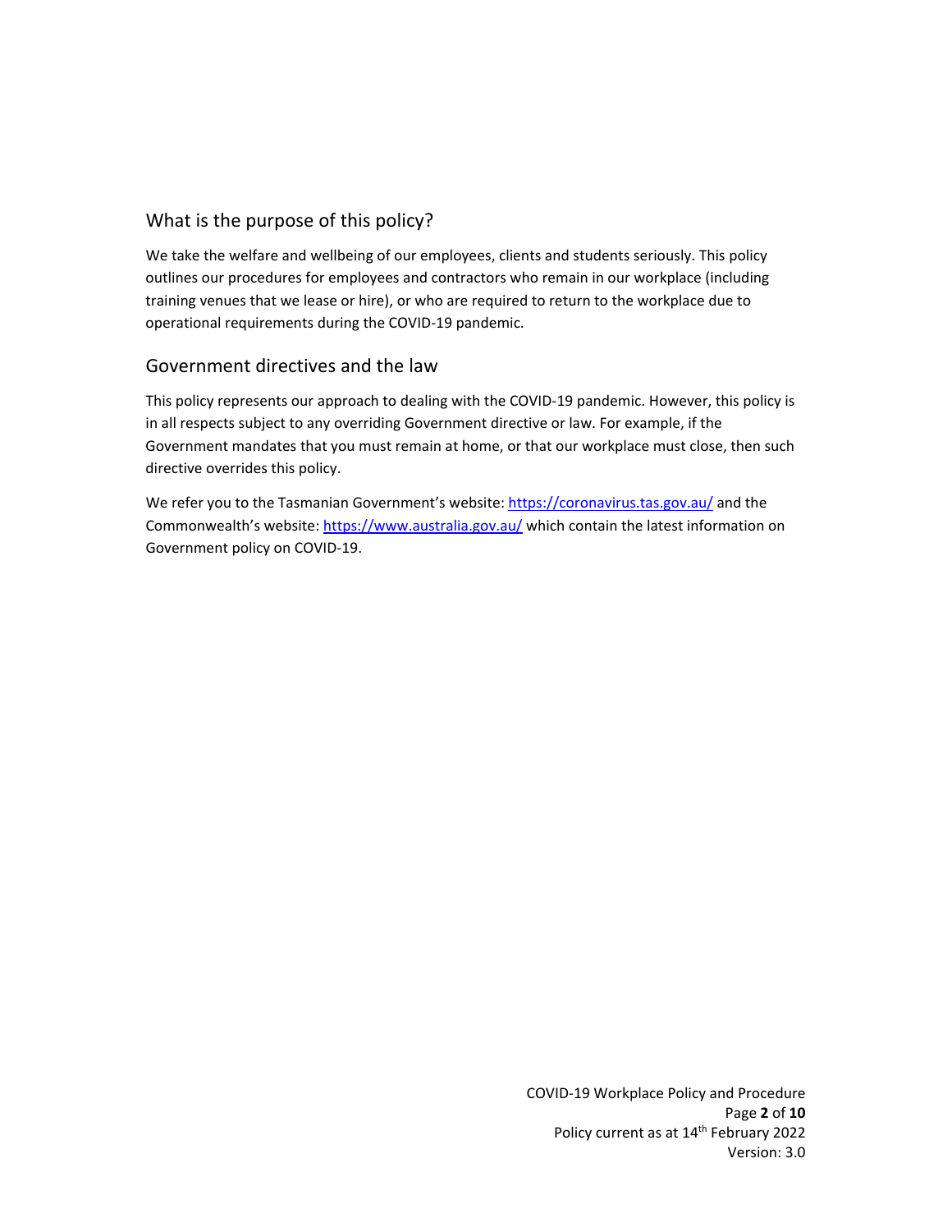## What is the purpose of this policy?

We take the welfare and wellbeing of our employees, clients and students seriously. This policy outlines our procedures for employees and contractors who remain in our workplace (including training venues that we lease or hire), or who are required to return to the workplace due to operational requirements during the COVID-19 pandemic.

## Government directives and the law

This policy represents our approach to dealing with the COVID-19 pandemic. However, this policy is in all respects subject to any overriding Government directive or law. For example, if the Government mandates that you must remain at home, or that our workplace must close, then such directive overrides this policy.

We refer you to the Tasmanian Government's website: https://coronavirus.tas.gov.au/ and the Commonwealth's website: https://www.australia.gov.au/ which contain the latest information on Government policy on COVID-19.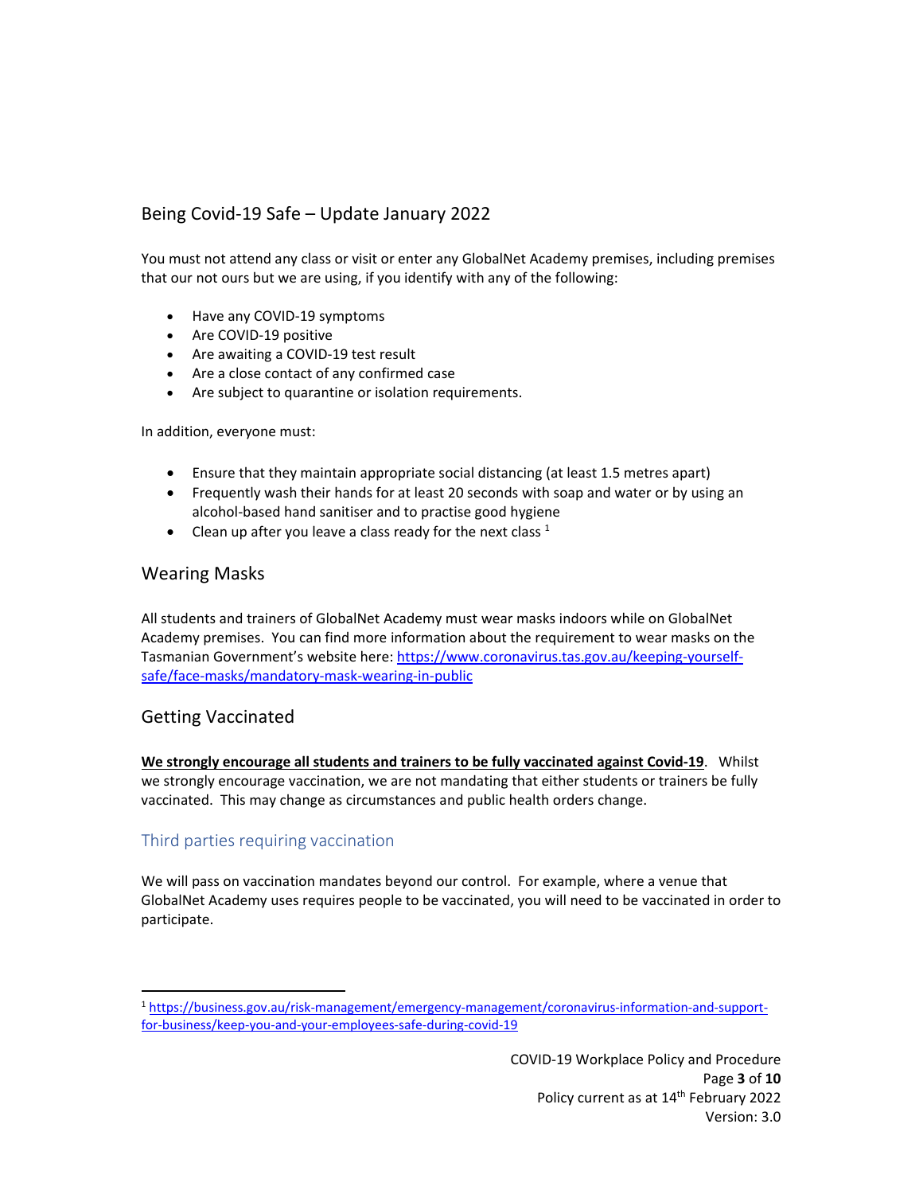## Being Covid-19 Safe – Update January 2022

You must not attend any class or visit or enter any GlobalNet Academy premises, including premises that our not ours but we are using, if you identify with any of the following:

- Have any COVID-19 symptoms
- Are COVID-19 positive
- Are awaiting a COVID-19 test result
- Are a close contact of any confirmed case
- Are subject to quarantine or isolation requirements.

In addition, everyone must:

- Ensure that they maintain appropriate social distancing (at least 1.5 metres apart)
- Frequently wash their hands for at least 20 seconds with soap and water or by using an alcohol-based hand sanitiser and to practise good hygiene
- Clean up after you leave a class ready for the next class [1]

## Wearing Masks

All students and trainers of GlobalNet Academy must wear masks indoors while on GlobalNet Academy premises. You can find more information about the requirement to wear masks on the Tasmanian Government's website here: https://www.coronavirus.tas.gov.au/keeping-yourself-safe/face-masks/mandatory-mask-wearing-in-public

## Getting Vaccinated

**We strongly encourage all students and trainers to be fully vaccinated against Covid-19**. Whilst we strongly encourage vaccination, we are not mandating that either students or trainers be fully vaccinated. This may change as circumstances and public health orders change.

### Third parties requiring vaccination

We will pass on vaccination mandates beyond our control. For example, where a venue that GlobalNet Academy uses requires people to be vaccinated, you will need to be vaccinated in order to participate.

---

[1] https://business.gov.au/risk-management/emergency-management/coronavirus-information-and-support-for-business/keep-you-and-your-employees-safe-during-covid-19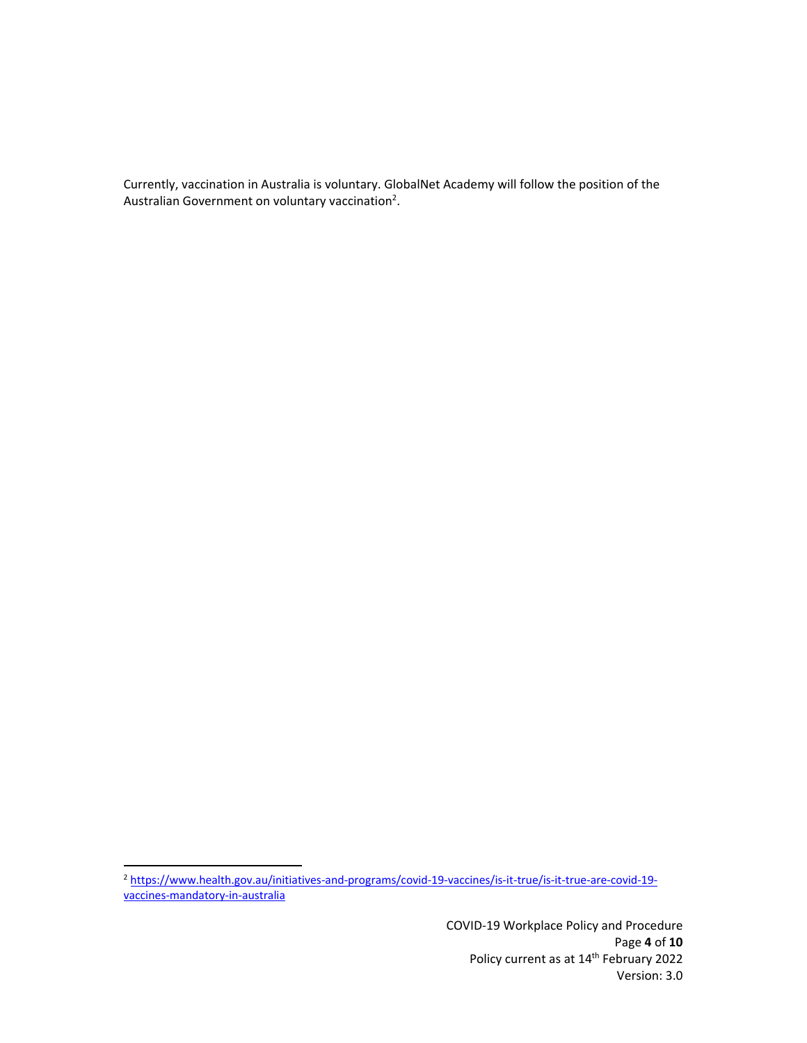Currently, vaccination in Australia is voluntary. GlobalNet Academy will follow the position of the Australian Government on voluntary vaccination[2].

[2] https://www.health.gov.au/initiatives-and-programs/covid-19-vaccines/is-it-true/is-it-true-are-covid-19-vaccines-mandatory-in-australia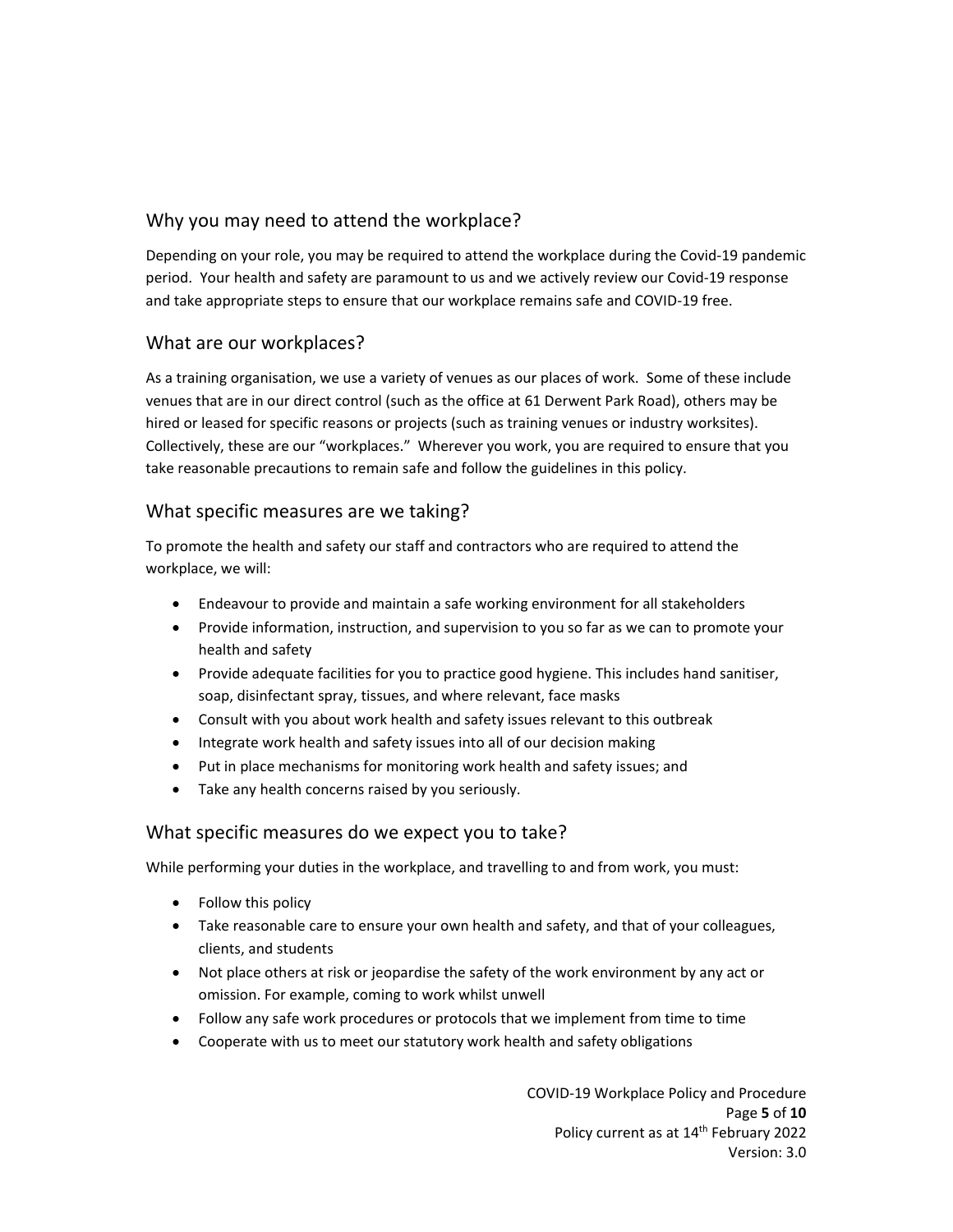## Why you may need to attend the workplace?

Depending on your role, you may be required to attend the workplace during the Covid-19 pandemic period. Your health and safety are paramount to us and we actively review our Covid-19 response and take appropriate steps to ensure that our workplace remains safe and COVID-19 free.

## What are our workplaces?

As a training organisation, we use a variety of venues as our places of work. Some of these include venues that are in our direct control (such as the office at 61 Derwent Park Road), others may be hired or leased for specific reasons or projects (such as training venues or industry worksites). Collectively, these are our "workplaces." Wherever you work, you are required to ensure that you take reasonable precautions to remain safe and follow the guidelines in this policy.

## What specific measures are we taking?

To promote the health and safety our staff and contractors who are required to attend the workplace, we will:

- Endeavour to provide and maintain a safe working environment for all stakeholders
- Provide information, instruction, and supervision to you so far as we can to promote your health and safety
- Provide adequate facilities for you to practice good hygiene. This includes hand sanitiser, soap, disinfectant spray, tissues, and where relevant, face masks
- Consult with you about work health and safety issues relevant to this outbreak
- Integrate work health and safety issues into all of our decision making
- Put in place mechanisms for monitoring work health and safety issues; and
- Take any health concerns raised by you seriously.

## What specific measures do we expect you to take?

While performing your duties in the workplace, and travelling to and from work, you must:

- Follow this policy
- Take reasonable care to ensure your own health and safety, and that of your colleagues, clients, and students
- Not place others at risk or jeopardise the safety of the work environment by any act or omission. For example, coming to work whilst unwell
- Follow any safe work procedures or protocols that we implement from time to time
- Cooperate with us to meet our statutory work health and safety obligations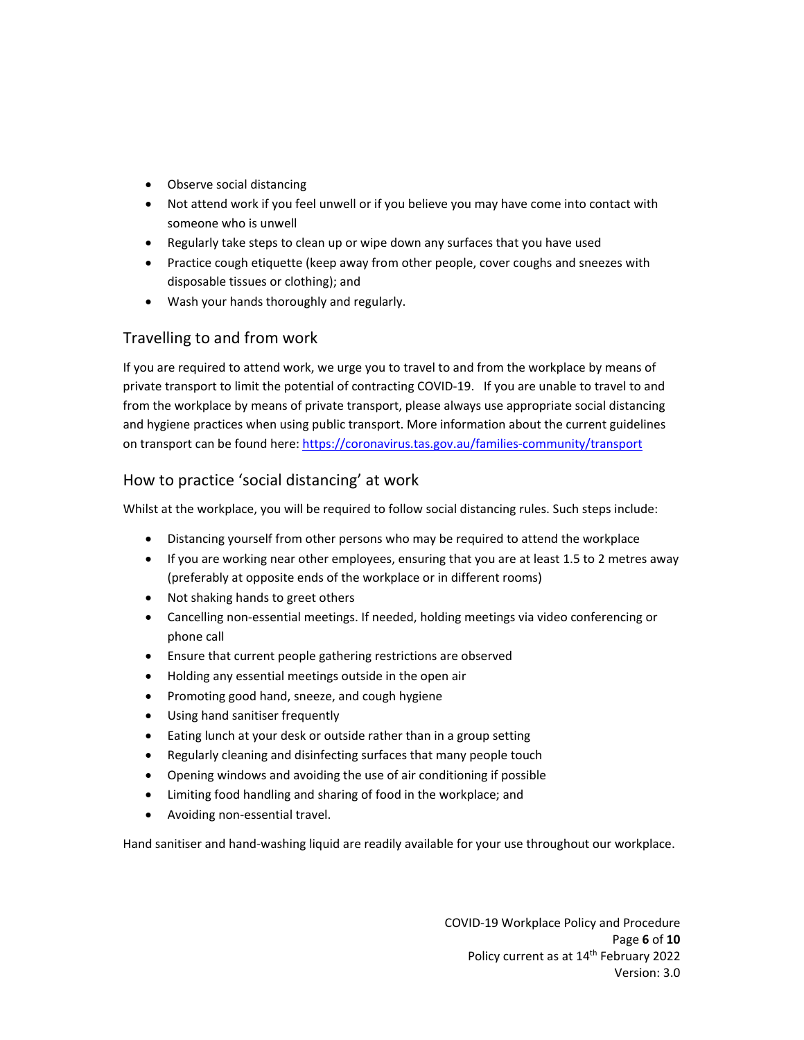- Observe social distancing
- Not attend work if you feel unwell or if you believe you may have come into contact with someone who is unwell
- Regularly take steps to clean up or wipe down any surfaces that you have used
- Practice cough etiquette (keep away from other people, cover coughs and sneezes with disposable tissues or clothing); and
- Wash your hands thoroughly and regularly.

## Travelling to and from work

If you are required to attend work, we urge you to travel to and from the workplace by means of private transport to limit the potential of contracting COVID-19. If you are unable to travel to and from the workplace by means of private transport, please always use appropriate social distancing and hygiene practices when using public transport. More information about the current guidelines on transport can be found here: https://coronavirus.tas.gov.au/families-community/transport

## How to practice 'social distancing' at work

Whilst at the workplace, you will be required to follow social distancing rules. Such steps include:

- Distancing yourself from other persons who may be required to attend the workplace
- If you are working near other employees, ensuring that you are at least 1.5 to 2 metres away (preferably at opposite ends of the workplace or in different rooms)
- Not shaking hands to greet others
- Cancelling non-essential meetings. If needed, holding meetings via video conferencing or phone call
- Ensure that current people gathering restrictions are observed
- Holding any essential meetings outside in the open air
- Promoting good hand, sneeze, and cough hygiene
- Using hand sanitiser frequently
- Eating lunch at your desk or outside rather than in a group setting
- Regularly cleaning and disinfecting surfaces that many people touch
- Opening windows and avoiding the use of air conditioning if possible
- Limiting food handling and sharing of food in the workplace; and
- Avoiding non-essential travel.

Hand sanitiser and hand-washing liquid are readily available for your use throughout our workplace.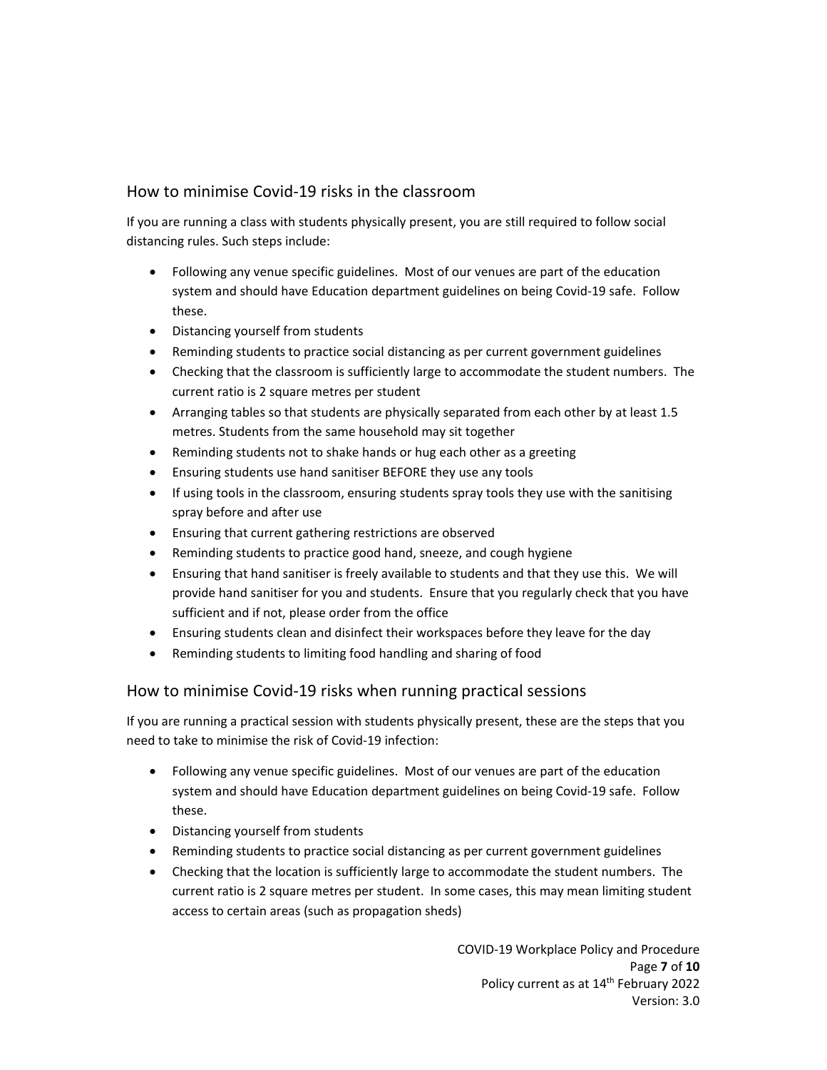## How to minimise Covid-19 risks in the classroom

If you are running a class with students physically present, you are still required to follow social distancing rules. Such steps include:

- Following any venue specific guidelines. Most of our venues are part of the education system and should have Education department guidelines on being Covid-19 safe. Follow these.
- Distancing yourself from students
- Reminding students to practice social distancing as per current government guidelines
- Checking that the classroom is sufficiently large to accommodate the student numbers. The current ratio is 2 square metres per student
- Arranging tables so that students are physically separated from each other by at least 1.5 metres. Students from the same household may sit together
- Reminding students not to shake hands or hug each other as a greeting
- Ensuring students use hand sanitiser BEFORE they use any tools
- If using tools in the classroom, ensuring students spray tools they use with the sanitising spray before and after use
- Ensuring that current gathering restrictions are observed
- Reminding students to practice good hand, sneeze, and cough hygiene
- Ensuring that hand sanitiser is freely available to students and that they use this. We will provide hand sanitiser for you and students. Ensure that you regularly check that you have sufficient and if not, please order from the office
- Ensuring students clean and disinfect their workspaces before they leave for the day
- Reminding students to limiting food handling and sharing of food

## How to minimise Covid-19 risks when running practical sessions

If you are running a practical session with students physically present, these are the steps that you need to take to minimise the risk of Covid-19 infection:

- Following any venue specific guidelines. Most of our venues are part of the education system and should have Education department guidelines on being Covid-19 safe. Follow these.
- Distancing yourself from students
- Reminding students to practice social distancing as per current government guidelines
- Checking that the location is sufficiently large to accommodate the student numbers. The current ratio is 2 square metres per student. In some cases, this may mean limiting student access to certain areas (such as propagation sheds)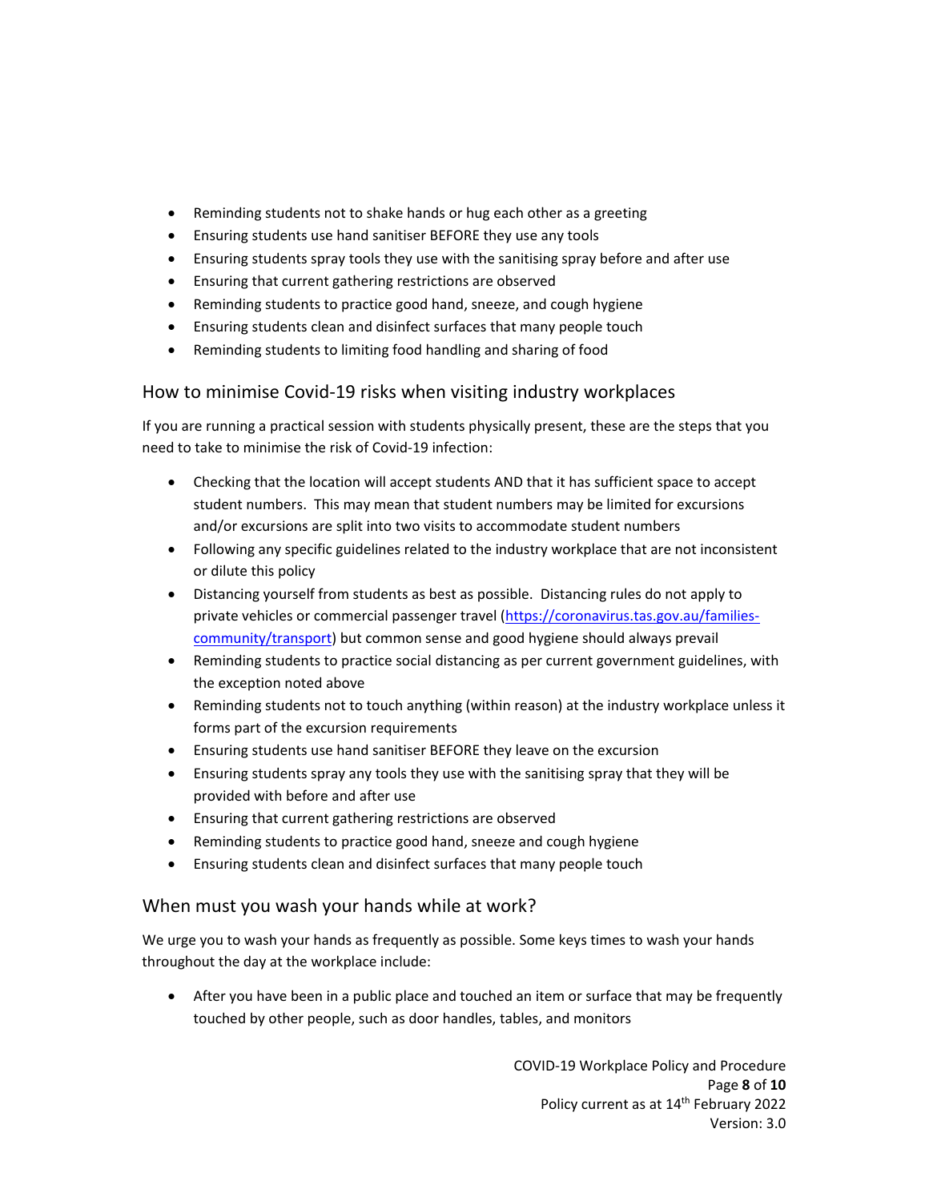- Reminding students not to shake hands or hug each other as a greeting
- Ensuring students use hand sanitiser BEFORE they use any tools
- Ensuring students spray tools they use with the sanitising spray before and after use
- Ensuring that current gathering restrictions are observed
- Reminding students to practice good hand, sneeze, and cough hygiene
- Ensuring students clean and disinfect surfaces that many people touch
- Reminding students to limiting food handling and sharing of food

## How to minimise Covid-19 risks when visiting industry workplaces

If you are running a practical session with students physically present, these are the steps that you need to take to minimise the risk of Covid-19 infection:

- Checking that the location will accept students AND that it has sufficient space to accept student numbers. This may mean that student numbers may be limited for excursions and/or excursions are split into two visits to accommodate student numbers
- Following any specific guidelines related to the industry workplace that are not inconsistent or dilute this policy
- Distancing yourself from students as best as possible. Distancing rules do not apply to private vehicles or commercial passenger travel ([https://coronavirus.tas.gov.au/families-community/transport](https://coronavirus.tas.gov.au/families-community/transport)) but common sense and good hygiene should always prevail
- Reminding students to practice social distancing as per current government guidelines, with the exception noted above
- Reminding students not to touch anything (within reason) at the industry workplace unless it forms part of the excursion requirements
- Ensuring students use hand sanitiser BEFORE they leave on the excursion
- Ensuring students spray any tools they use with the sanitising spray that they will be provided with before and after use
- Ensuring that current gathering restrictions are observed
- Reminding students to practice good hand, sneeze and cough hygiene
- Ensuring students clean and disinfect surfaces that many people touch

## When must you wash your hands while at work?

We urge you to wash your hands as frequently as possible. Some keys times to wash your hands throughout the day at the workplace include:

- After you have been in a public place and touched an item or surface that may be frequently touched by other people, such as door handles, tables, and monitors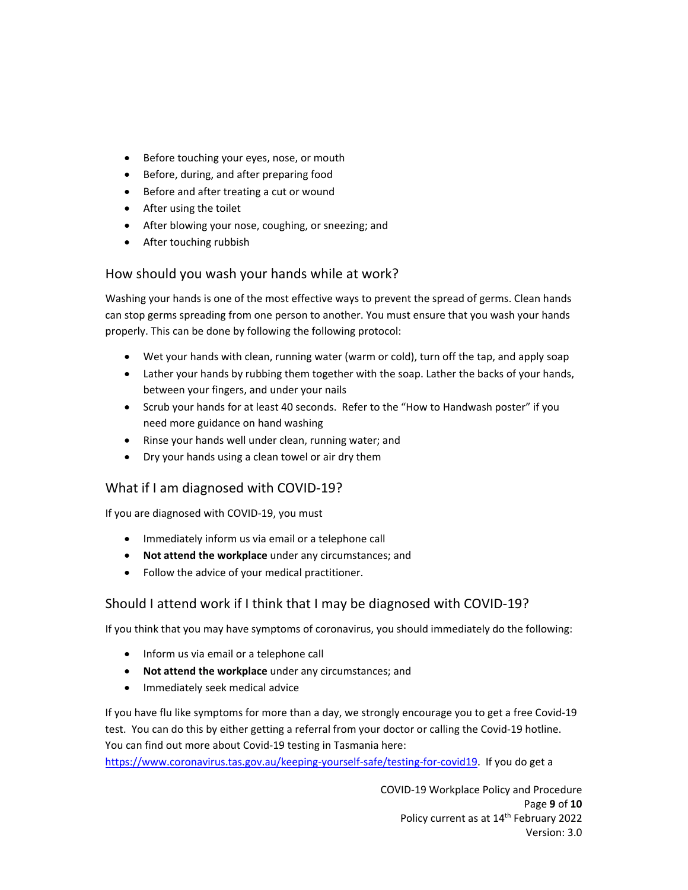- Before touching your eyes, nose, or mouth
- Before, during, and after preparing food
- Before and after treating a cut or wound
- After using the toilet
- After blowing your nose, coughing, or sneezing; and
- After touching rubbish

## How should you wash your hands while at work?

Washing your hands is one of the most effective ways to prevent the spread of germs. Clean hands can stop germs spreading from one person to another. You must ensure that you wash your hands properly. This can be done by following the following protocol:

- Wet your hands with clean, running water (warm or cold), turn off the tap, and apply soap
- Lather your hands by rubbing them together with the soap. Lather the backs of your hands, between your fingers, and under your nails
- Scrub your hands for at least 40 seconds. Refer to the "How to Handwash poster" if you need more guidance on hand washing
- Rinse your hands well under clean, running water; and
- Dry your hands using a clean towel or air dry them

## What if I am diagnosed with COVID-19?

If you are diagnosed with COVID-19, you must

- Immediately inform us via email or a telephone call
- **Not attend the workplace** under any circumstances; and
- Follow the advice of your medical practitioner.

## Should I attend work if I think that I may be diagnosed with COVID-19?

If you think that you may have symptoms of coronavirus, you should immediately do the following:

- Inform us via email or a telephone call
- **Not attend the workplace** under any circumstances; and
- Immediately seek medical advice

If you have flu like symptoms for more than a day, we strongly encourage you to get a free Covid-19 test. You can do this by either getting a referral from your doctor or calling the Covid-19 hotline. You can find out more about Covid-19 testing in Tasmania here: https://www.coronavirus.tas.gov.au/keeping-yourself-safe/testing-for-covid19. If you do get a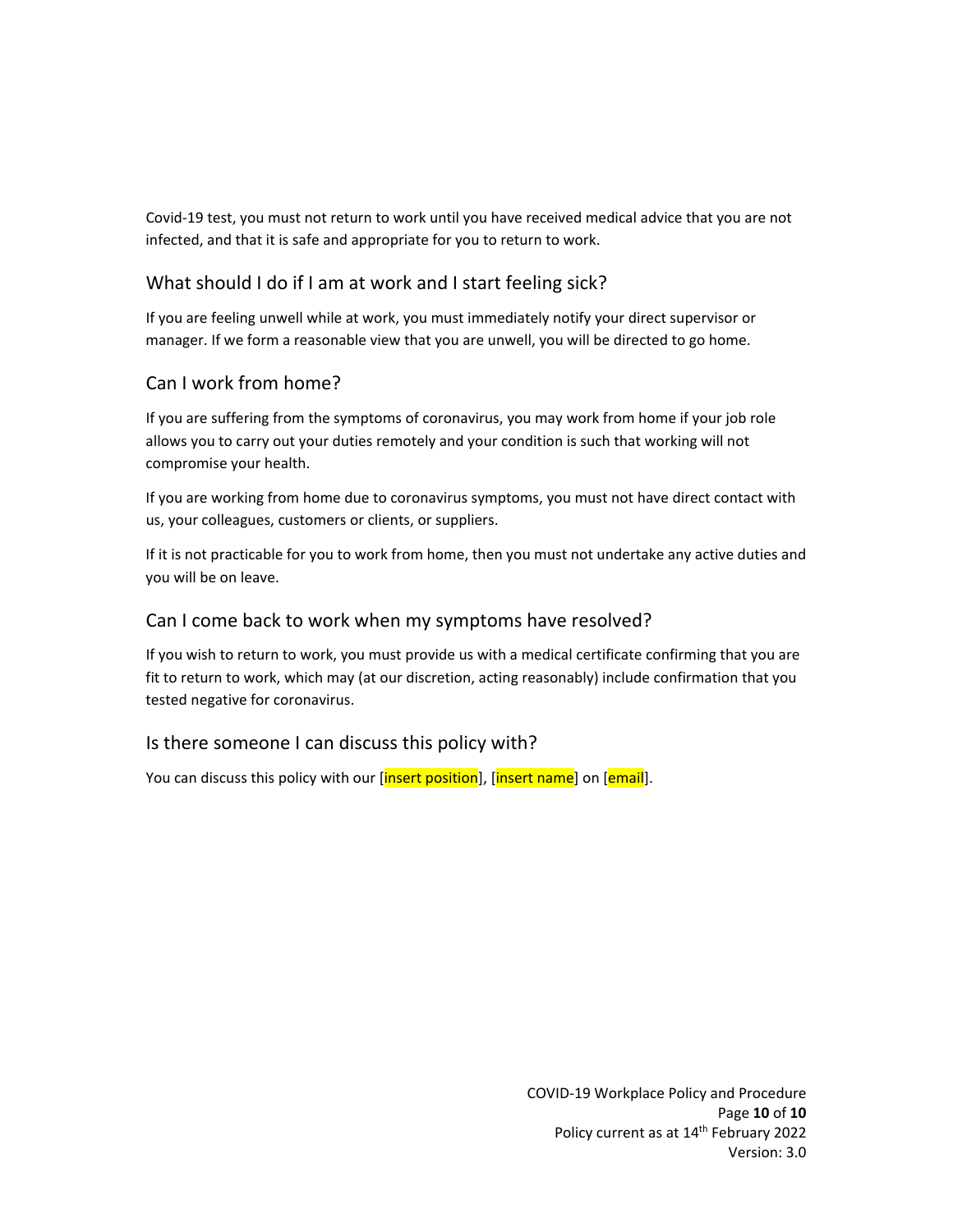Covid-19 test, you must not return to work until you have received medical advice that you are not infected, and that it is safe and appropriate for you to return to work.

## What should I do if I am at work and I start feeling sick?

If you are feeling unwell while at work, you must immediately notify your direct supervisor or manager. If we form a reasonable view that you are unwell, you will be directed to go home.

## Can I work from home?

If you are suffering from the symptoms of coronavirus, you may work from home if your job role allows you to carry out your duties remotely and your condition is such that working will not compromise your health.

If you are working from home due to coronavirus symptoms, you must not have direct contact with us, your colleagues, customers or clients, or suppliers.

If it is not practicable for you to work from home, then you must not undertake any active duties and you will be on leave.

## Can I come back to work when my symptoms have resolved?

If you wish to return to work, you must provide us with a medical certificate confirming that you are fit to return to work, which may (at our discretion, acting reasonably) include confirmation that you tested negative for coronavirus.

## Is there someone I can discuss this policy with?

You can discuss this policy with our [insert position], [insert name] on [email].